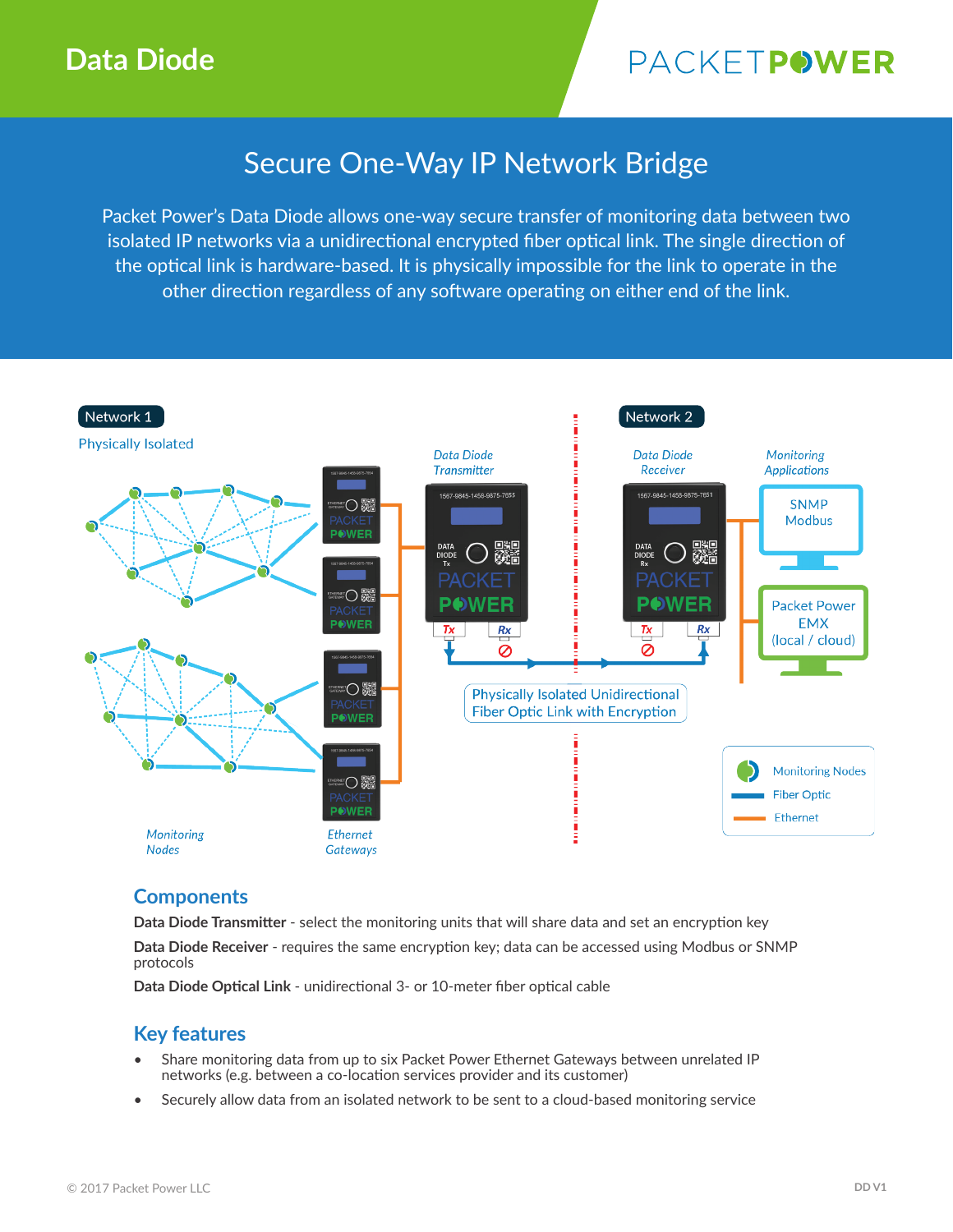# Data Diode

PACKETPOWER

## Secure One-Way IP Network Bridge

Packet Power's Data Diode allows one-way secure transfer of monitoring data between two isolated IP networks via a unidirectional encrypted fiber optical link. The single direction of the optical link is hardware-based. It is physically impossible for the link to operate in the other direction regardless of any software operating on either end of the link.

Network 1

Physically Isolated

Network 2

*Data Diode Transmitter*

*Data Diode Receiver*

*Monitoring Applications*

SNMP Modbus

Packet Power EMX (local / cloud)

Physically Isolated Unidirectional Fiber Optic Link with Encryption

Monitoring Nodes

Fiber Optic

Ethernet

*Monitoring Nodes*

*Ethernet Gateways*

## Components

**Data Diode Transmitter** - select the monitoring units that will share data and set an encryption key

**Data Diode Receiver** - requires the same encryption key; data can be accessed using Modbus or SNMP protocols

**Data Diode Optical Link** - unidirectional 3- or 10-meter fiber optical cable

## Key features

- Share monitoring data from up to six Packet Power Ethernet Gateways between unrelated IP networks (e.g. between a co-location services provider and its customer)
- Securely allow data from an isolated network to be sent to a cloud-based monitoring service

© 2017 Packet Power LLC

DD V1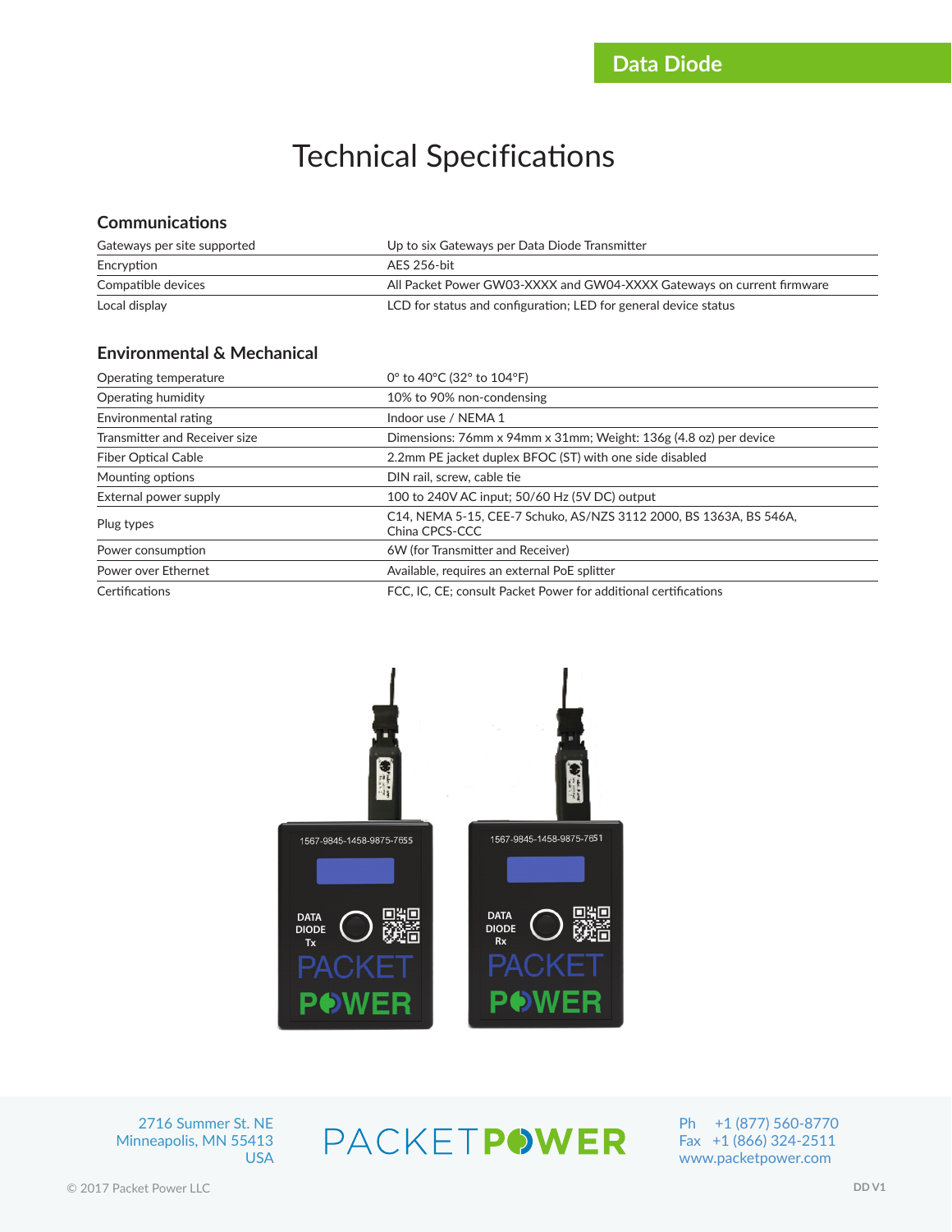Data Diode

# Technical Specifications

## Communications

| | |
|---|---|
| Gateways per site supported | Up to six Gateways per Data Diode Transmitter |
| Encryption | AES 256-bit |
| Compatible devices | All Packet Power GW03-XXXX and GW04-XXXX Gateways on current firmware |
| Local display | LCD for status and configuration; LED for general device status |

## Environmental & Mechanical

| | |
|---|---|
| Operating temperature | 0° to 40°C (32° to 104°F) |
| Operating humidity | 10% to 90% non-condensing |
| Environmental rating | Indoor use / NEMA 1 |
| Transmitter and Receiver size | Dimensions: 76mm x 94mm x 31mm; Weight: 136g (4.8 oz) per device |
| Fiber Optical Cable | 2.2mm PE jacket duplex BFOC (ST) with one side disabled |
| Mounting options | DIN rail, screw, cable tie |
| External power supply | 100 to 240V AC input; 50/60 Hz (5V DC) output |
| Plug types | C14, NEMA 5-15, CEE-7 Schuko, AS/NZS 3112 2000, BS 1363A, BS 546A, China CPCS-CCC |
| Power consumption | 6W (for Transmitter and Receiver) |
| Power over Ethernet | Available, requires an external PoE splitter |
| Certifications | FCC, IC, CE; consult Packet Power for additional certifications |

2716 Summer St. NE
Minneapolis, MN 55413
USA

PACKETPOWER

Ph +1 (877) 560-8770
Fax +1 (866) 324-2511
www.packetpower.com

© 2017 Packet Power LLC

DD V1